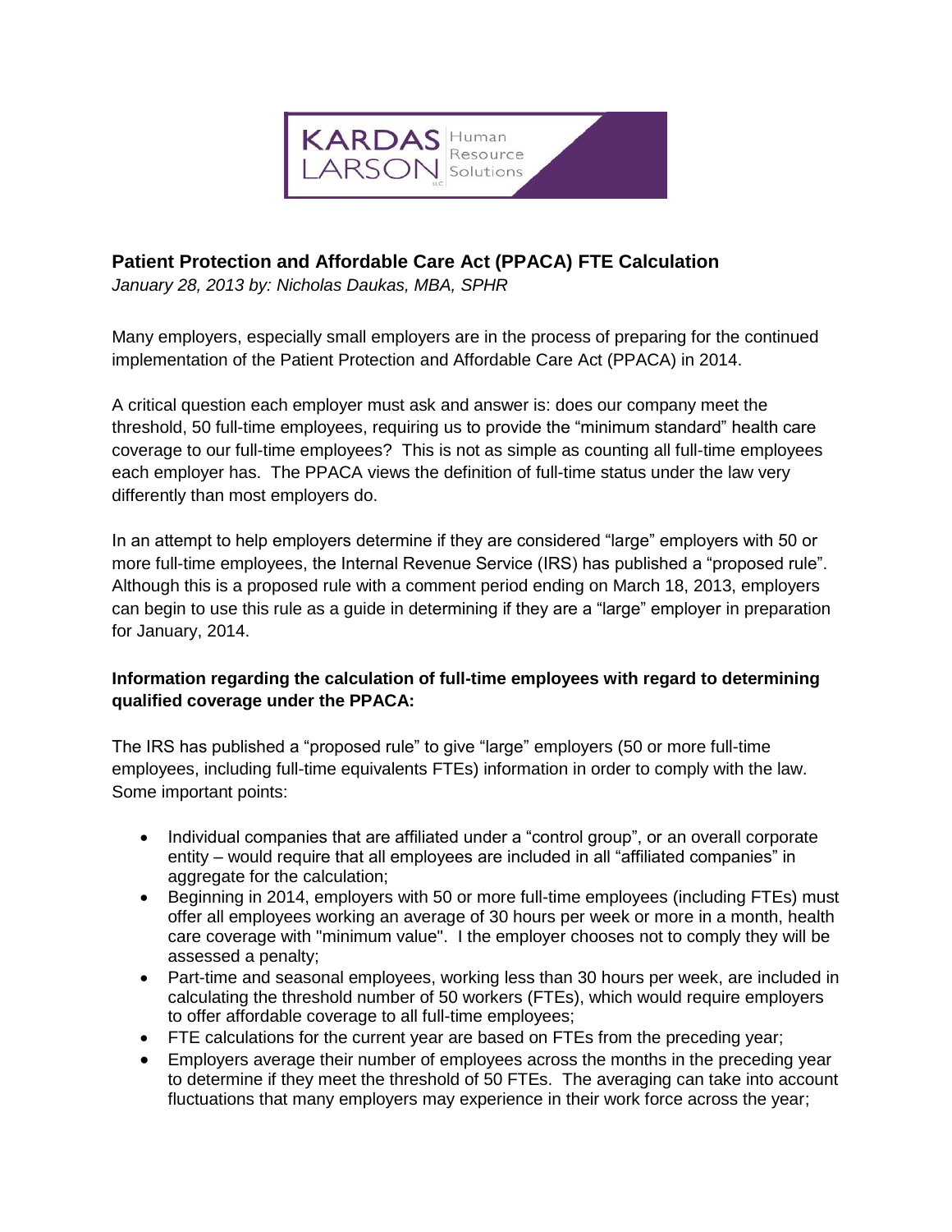## Patient Protection and Affordable Care Act (PPACA) FTE Calculation

*January 28, 2013 by: Nicholas Daukas, MBA, SPHR*

Many employers, especially small employers are in the process of preparing for the continued implementation of the Patient Protection and Affordable Care Act (PPACA) in 2014.

A critical question each employer must ask and answer is: does our company meet the threshold, 50 full-time employees, requiring us to provide the "minimum standard" health care coverage to our full-time employees? This is not as simple as counting all full-time employees each employer has. The PPACA views the definition of full-time status under the law very differently than most employers do.

In an attempt to help employers determine if they are considered "large" employers with 50 or more full-time employees, the Internal Revenue Service (IRS) has published a "proposed rule". Although this is a proposed rule with a comment period ending on March 18, 2013, employers can begin to use this rule as a guide in determining if they are a "large" employer in preparation for January, 2014.

### Information regarding the calculation of full-time employees with regard to determining qualified coverage under the PPACA:

The IRS has published a "proposed rule" to give "large" employers (50 or more full-time employees, including full-time equivalents FTEs) information in order to comply with the law. Some important points:

- Individual companies that are affiliated under a "control group", or an overall corporate entity – would require that all employees are included in all "affiliated companies" in aggregate for the calculation;
- Beginning in 2014, employers with 50 or more full-time employees (including FTEs) must offer all employees working an average of 30 hours per week or more in a month, health care coverage with "minimum value". I the employer chooses not to comply they will be assessed a penalty;
- Part-time and seasonal employees, working less than 30 hours per week, are included in calculating the threshold number of 50 workers (FTEs), which would require employers to offer affordable coverage to all full-time employees;
- FTE calculations for the current year are based on FTEs from the preceding year;
- Employers average their number of employees across the months in the preceding year to determine if they meet the threshold of 50 FTEs. The averaging can take into account fluctuations that many employers may experience in their work force across the year;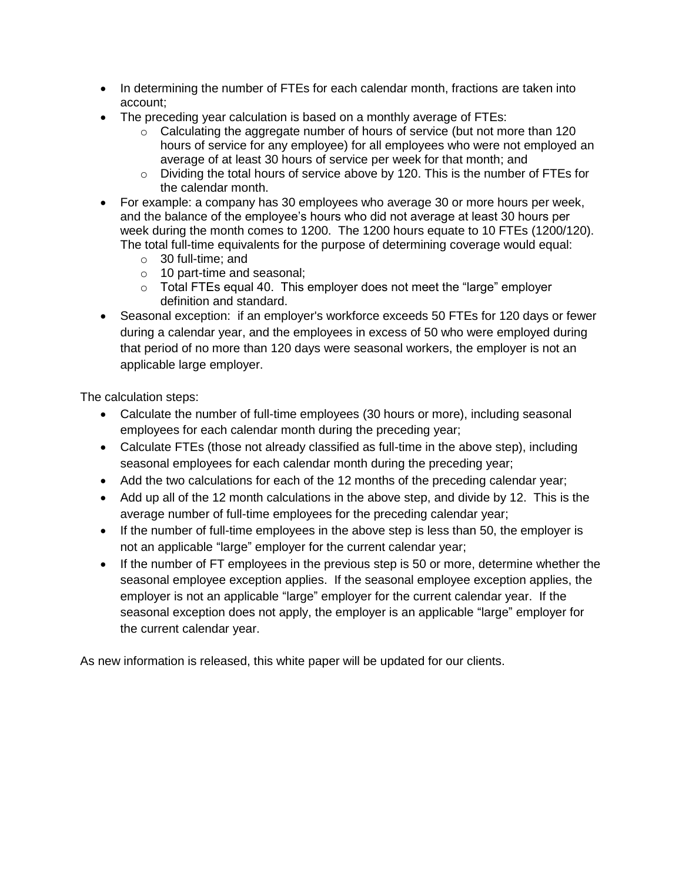- In determining the number of FTEs for each calendar month, fractions are taken into account;
- The preceding year calculation is based on a monthly average of FTEs:
  - Calculating the aggregate number of hours of service (but not more than 120 hours of service for any employee) for all employees who were not employed an average of at least 30 hours of service per week for that month; and
  - Dividing the total hours of service above by 120. This is the number of FTEs for the calendar month.
- For example: a company has 30 employees who average 30 or more hours per week, and the balance of the employee's hours who did not average at least 30 hours per week during the month comes to 1200. The 1200 hours equate to 10 FTEs (1200/120). The total full-time equivalents for the purpose of determining coverage would equal:
  - 30 full-time; and
  - 10 part-time and seasonal;
  - Total FTEs equal 40. This employer does not meet the "large" employer definition and standard.
- Seasonal exception: if an employer's workforce exceeds 50 FTEs for 120 days or fewer during a calendar year, and the employees in excess of 50 who were employed during that period of no more than 120 days were seasonal workers, the employer is not an applicable large employer.

The calculation steps:

- Calculate the number of full-time employees (30 hours or more), including seasonal employees for each calendar month during the preceding year;
- Calculate FTEs (those not already classified as full-time in the above step), including seasonal employees for each calendar month during the preceding year;
- Add the two calculations for each of the 12 months of the preceding calendar year;
- Add up all of the 12 month calculations in the above step, and divide by 12. This is the average number of full-time employees for the preceding calendar year;
- If the number of full-time employees in the above step is less than 50, the employer is not an applicable "large" employer for the current calendar year;
- If the number of FT employees in the previous step is 50 or more, determine whether the seasonal employee exception applies. If the seasonal employee exception applies, the employer is not an applicable "large" employer for the current calendar year. If the seasonal exception does not apply, the employer is an applicable "large" employer for the current calendar year.

As new information is released, this white paper will be updated for our clients.